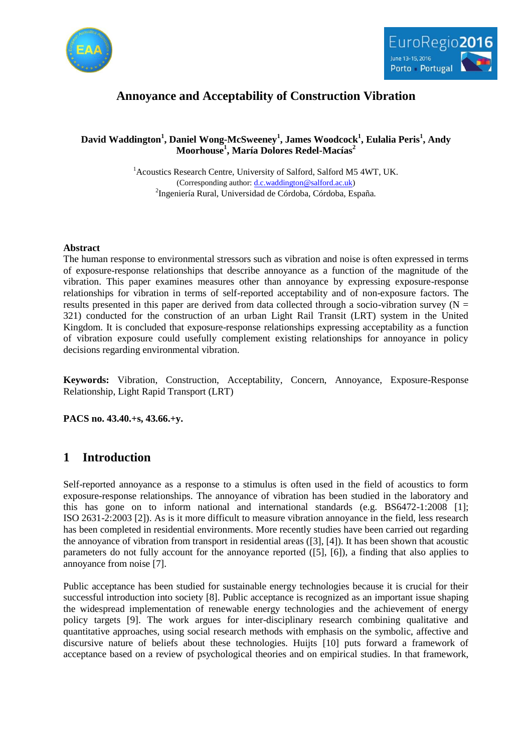# Annoyance and Acceptability of Construction Vibration

**David Waddington[1], Daniel Wong-McSweeney[1], James Woodcock[1], Eulalia Peris[1], Andy Moorhouse[1], María Dolores Redel-Macías[2]**

[1]Acoustics Research Centre, University of Salford, Salford M5 4WT, UK.
(Corresponding author: d.c.waddington@salford.ac.uk)
[2]Ingeniería Rural, Universidad de Córdoba, Córdoba, España.

**Abstract**

The human response to environmental stressors such as vibration and noise is often expressed in terms of exposure-response relationships that describe annoyance as a function of the magnitude of the vibration. This paper examines measures other than annoyance by expressing exposure-response relationships for vibration in terms of self-reported acceptability and of non-exposure factors. The results presented in this paper are derived from data collected through a socio-vibration survey (N = 321) conducted for the construction of an urban Light Rail Transit (LRT) system in the United Kingdom. It is concluded that exposure-response relationships expressing acceptability as a function of vibration exposure could usefully complement existing relationships for annoyance in policy decisions regarding environmental vibration.

**Keywords:** Vibration, Construction, Acceptability, Concern, Annoyance, Exposure-Response Relationship, Light Rapid Transport (LRT)

**PACS no. 43.40.+s, 43.66.+y.**

## 1 Introduction

Self-reported annoyance as a response to a stimulus is often used in the field of acoustics to form exposure-response relationships. The annoyance of vibration has been studied in the laboratory and this has gone on to inform national and international standards (e.g. BS6472-1:2008 [1]; ISO 2631-2:2003 [2]). As is it more difficult to measure vibration annoyance in the field, less research has been completed in residential environments. More recently studies have been carried out regarding the annoyance of vibration from transport in residential areas ([3], [4]). It has been shown that acoustic parameters do not fully account for the annoyance reported ([5], [6]), a finding that also applies to annoyance from noise [7].

Public acceptance has been studied for sustainable energy technologies because it is crucial for their successful introduction into society [8]. Public acceptance is recognized as an important issue shaping the widespread implementation of renewable energy technologies and the achievement of energy policy targets [9]. The work argues for inter-disciplinary research combining qualitative and quantitative approaches, using social research methods with emphasis on the symbolic, affective and discursive nature of beliefs about these technologies. Huijts [10] puts forward a framework of acceptance based on a review of psychological theories and on empirical studies. In that framework,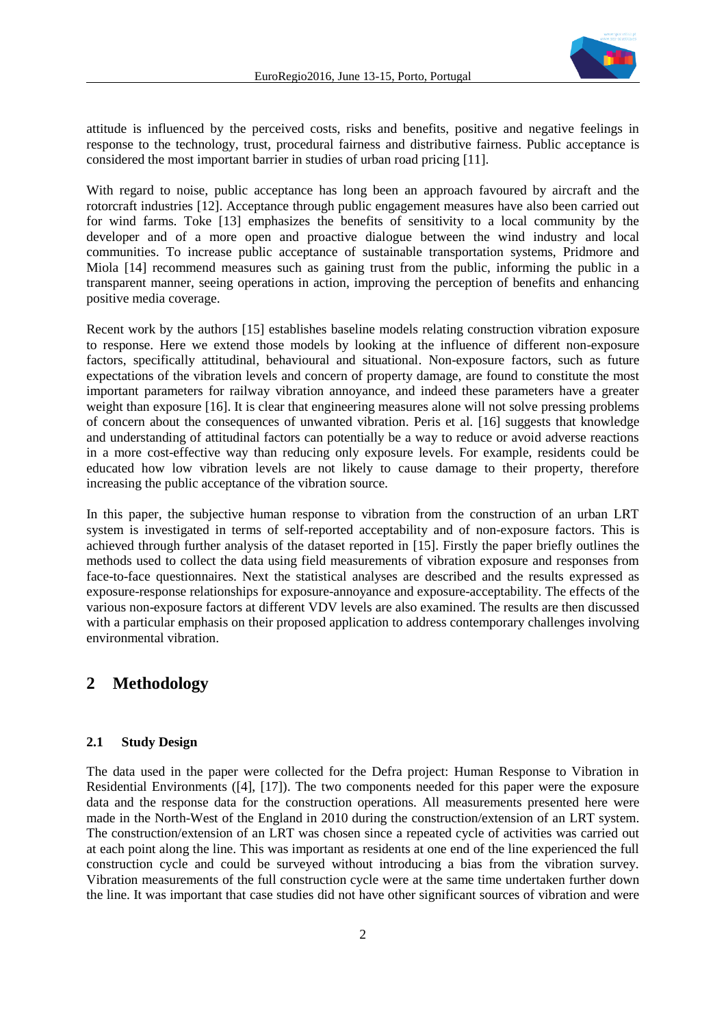attitude is influenced by the perceived costs, risks and benefits, positive and negative feelings in response to the technology, trust, procedural fairness and distributive fairness. Public acceptance is considered the most important barrier in studies of urban road pricing [11].

With regard to noise, public acceptance has long been an approach favoured by aircraft and the rotorcraft industries [12]. Acceptance through public engagement measures have also been carried out for wind farms. Toke [13] emphasizes the benefits of sensitivity to a local community by the developer and of a more open and proactive dialogue between the wind industry and local communities. To increase public acceptance of sustainable transportation systems, Pridmore and Miola [14] recommend measures such as gaining trust from the public, informing the public in a transparent manner, seeing operations in action, improving the perception of benefits and enhancing positive media coverage.

Recent work by the authors [15] establishes baseline models relating construction vibration exposure to response. Here we extend those models by looking at the influence of different non-exposure factors, specifically attitudinal, behavioural and situational. Non-exposure factors, such as future expectations of the vibration levels and concern of property damage, are found to constitute the most important parameters for railway vibration annoyance, and indeed these parameters have a greater weight than exposure [16]. It is clear that engineering measures alone will not solve pressing problems of concern about the consequences of unwanted vibration. Peris et al. [16] suggests that knowledge and understanding of attitudinal factors can potentially be a way to reduce or avoid adverse reactions in a more cost-effective way than reducing only exposure levels. For example, residents could be educated how low vibration levels are not likely to cause damage to their property, therefore increasing the public acceptance of the vibration source.

In this paper, the subjective human response to vibration from the construction of an urban LRT system is investigated in terms of self-reported acceptability and of non-exposure factors. This is achieved through further analysis of the dataset reported in [15]. Firstly the paper briefly outlines the methods used to collect the data using field measurements of vibration exposure and responses from face-to-face questionnaires. Next the statistical analyses are described and the results expressed as exposure-response relationships for exposure-annoyance and exposure-acceptability. The effects of the various non-exposure factors at different VDV levels are also examined. The results are then discussed with a particular emphasis on their proposed application to address contemporary challenges involving environmental vibration.

# 2 Methodology

## 2.1 Study Design

The data used in the paper were collected for the Defra project: Human Response to Vibration in Residential Environments ([4], [17]). The two components needed for this paper were the exposure data and the response data for the construction operations. All measurements presented here were made in the North-West of the England in 2010 during the construction/extension of an LRT system. The construction/extension of an LRT was chosen since a repeated cycle of activities was carried out at each point along the line. This was important as residents at one end of the line experienced the full construction cycle and could be surveyed without introducing a bias from the vibration survey. Vibration measurements of the full construction cycle were at the same time undertaken further down the line. It was important that case studies did not have other significant sources of vibration and were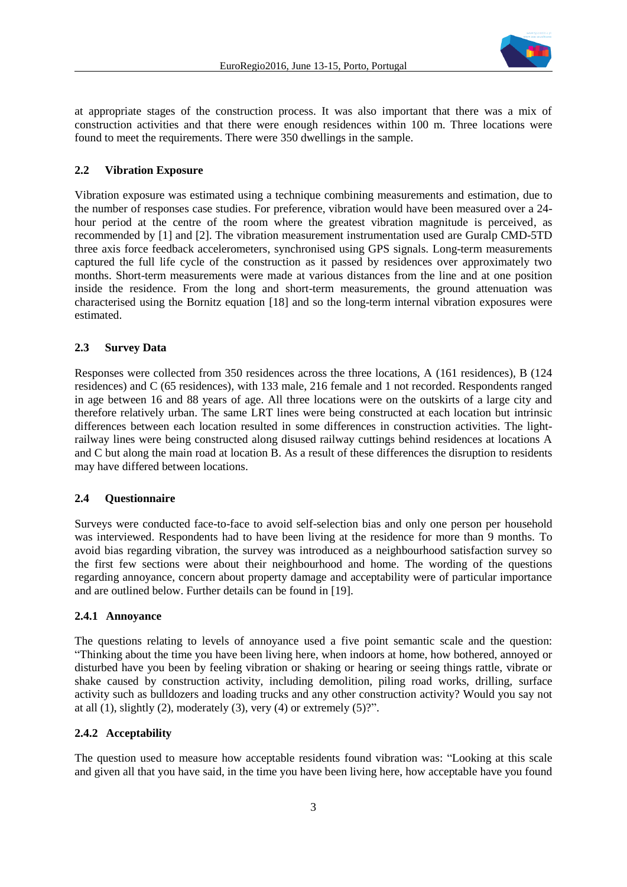at appropriate stages of the construction process. It was also important that there was a mix of construction activities and that there were enough residences within 100 m. Three locations were found to meet the requirements. There were 350 dwellings in the sample.

### 2.2 Vibration Exposure

Vibration exposure was estimated using a technique combining measurements and estimation, due to the number of responses case studies. For preference, vibration would have been measured over a 24-hour period at the centre of the room where the greatest vibration magnitude is perceived, as recommended by [1] and [2]. The vibration measurement instrumentation used are Guralp CMD-5TD three axis force feedback accelerometers, synchronised using GPS signals. Long-term measurements captured the full life cycle of the construction as it passed by residences over approximately two months. Short-term measurements were made at various distances from the line and at one position inside the residence. From the long and short-term measurements, the ground attenuation was characterised using the Bornitz equation [18] and so the long-term internal vibration exposures were estimated.

### 2.3 Survey Data

Responses were collected from 350 residences across the three locations, A (161 residences), B (124 residences) and C (65 residences), with 133 male, 216 female and 1 not recorded. Respondents ranged in age between 16 and 88 years of age. All three locations were on the outskirts of a large city and therefore relatively urban. The same LRT lines were being constructed at each location but intrinsic differences between each location resulted in some differences in construction activities. The light-railway lines were being constructed along disused railway cuttings behind residences at locations A and C but along the main road at location B. As a result of these differences the disruption to residents may have differed between locations.

### 2.4 Questionnaire

Surveys were conducted face-to-face to avoid self-selection bias and only one person per household was interviewed. Respondents had to have been living at the residence for more than 9 months. To avoid bias regarding vibration, the survey was introduced as a neighbourhood satisfaction survey so the first few sections were about their neighbourhood and home. The wording of the questions regarding annoyance, concern about property damage and acceptability were of particular importance and are outlined below. Further details can be found in [19].

#### 2.4.1 Annoyance

The questions relating to levels of annoyance used a five point semantic scale and the question: "Thinking about the time you have been living here, when indoors at home, how bothered, annoyed or disturbed have you been by feeling vibration or shaking or hearing or seeing things rattle, vibrate or shake caused by construction activity, including demolition, piling road works, drilling, surface activity such as bulldozers and loading trucks and any other construction activity? Would you say not at all (1), slightly (2), moderately (3), very (4) or extremely (5)?".

#### 2.4.2 Acceptability

The question used to measure how acceptable residents found vibration was: "Looking at this scale and given all that you have said, in the time you have been living here, how acceptable have you found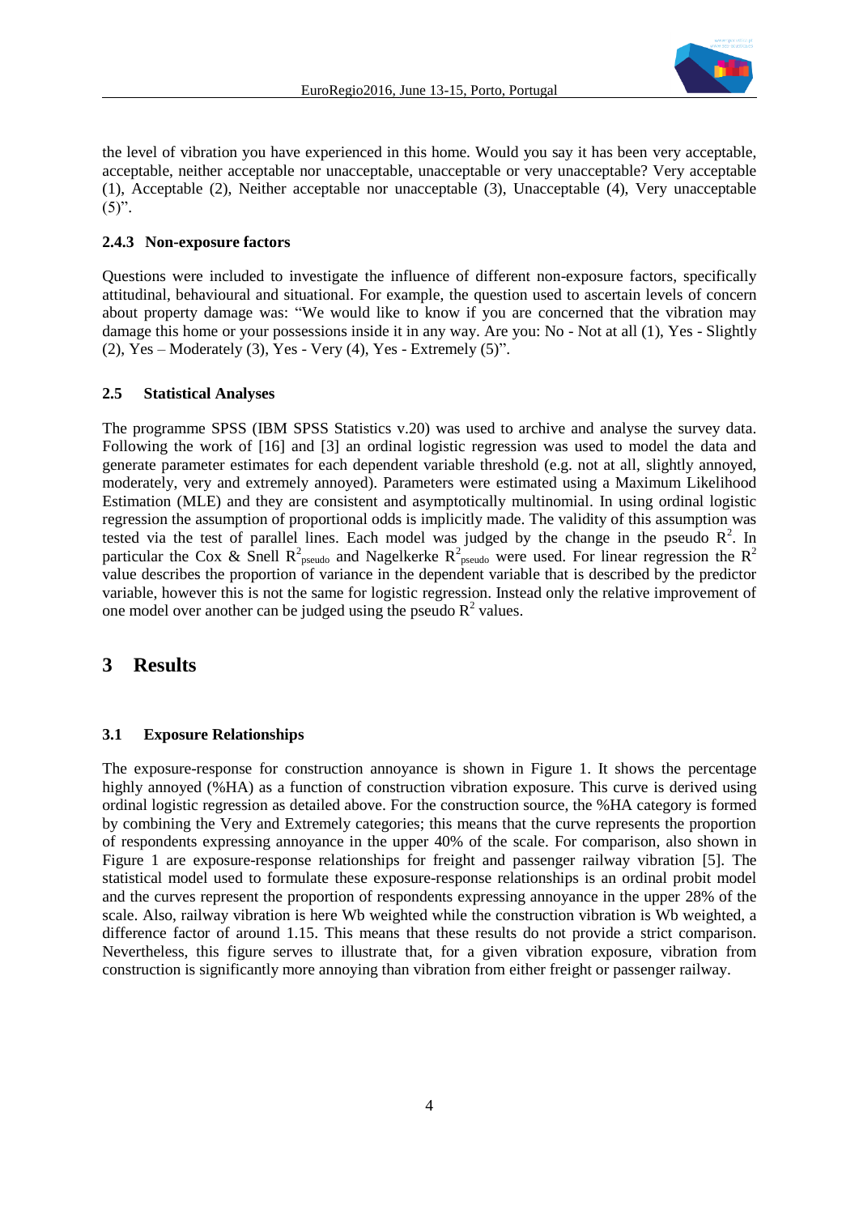the level of vibration you have experienced in this home. Would you say it has been very acceptable, acceptable, neither acceptable nor unacceptable, unacceptable or very unacceptable? Very acceptable (1), Acceptable (2), Neither acceptable nor unacceptable (3), Unacceptable (4), Very unacceptable (5)".

### 2.4.3 Non-exposure factors

Questions were included to investigate the influence of different non-exposure factors, specifically attitudinal, behavioural and situational. For example, the question used to ascertain levels of concern about property damage was: "We would like to know if you are concerned that the vibration may damage this home or your possessions inside it in any way. Are you: No - Not at all (1), Yes - Slightly (2), Yes – Moderately (3), Yes - Very (4), Yes - Extremely (5)".

### 2.5 Statistical Analyses

The programme SPSS (IBM SPSS Statistics v.20) was used to archive and analyse the survey data. Following the work of [16] and [3] an ordinal logistic regression was used to model the data and generate parameter estimates for each dependent variable threshold (e.g. not at all, slightly annoyed, moderately, very and extremely annoyed). Parameters were estimated using a Maximum Likelihood Estimation (MLE) and they are consistent and asymptotically multinomial. In using ordinal logistic regression the assumption of proportional odds is implicitly made. The validity of this assumption was tested via the test of parallel lines. Each model was judged by the change in the pseudo $R^2$. In particular the Cox & Snell $R^2_{pseudo}$ and Nagelkerke $R^2_{pseudo}$ were used. For linear regression the $R^2$ value describes the proportion of variance in the dependent variable that is described by the predictor variable, however this is not the same for logistic regression. Instead only the relative improvement of one model over another can be judged using the pseudo $R^2$ values.

## 3 Results

### 3.1 Exposure Relationships

The exposure-response for construction annoyance is shown in Figure 1. It shows the percentage highly annoyed (%HA) as a function of construction vibration exposure. This curve is derived using ordinal logistic regression as detailed above. For the construction source, the %HA category is formed by combining the Very and Extremely categories; this means that the curve represents the proportion of respondents expressing annoyance in the upper 40% of the scale. For comparison, also shown in Figure 1 are exposure-response relationships for freight and passenger railway vibration [5]. The statistical model used to formulate these exposure-response relationships is an ordinal probit model and the curves represent the proportion of respondents expressing annoyance in the upper 28% of the scale. Also, railway vibration is here Wb weighted while the construction vibration is Wb weighted, a difference factor of around 1.15. This means that these results do not provide a strict comparison. Nevertheless, this figure serves to illustrate that, for a given vibration exposure, vibration from construction is significantly more annoying than vibration from either freight or passenger railway.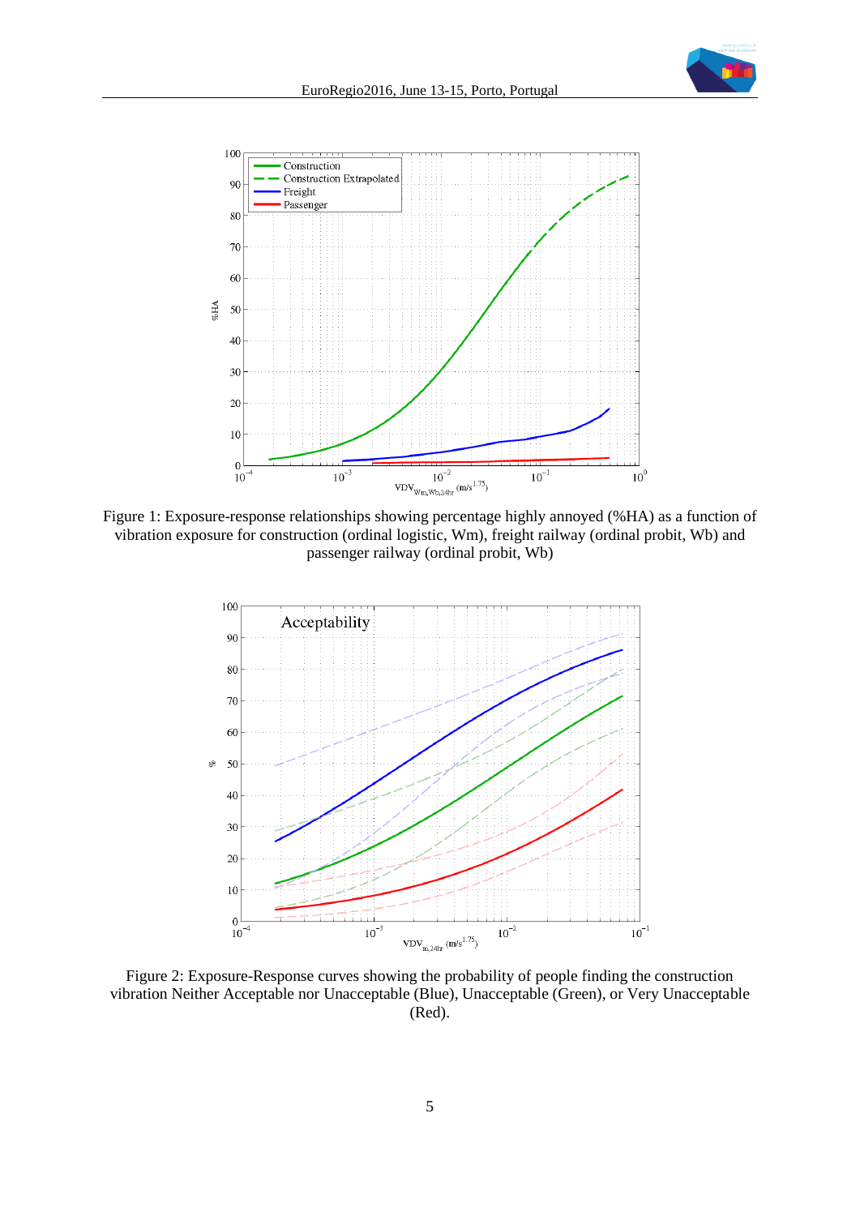Figure 1: Exposure-response relationships showing percentage highly annoyed (%HA) as a function of vibration exposure for construction (ordinal logistic, Wm), freight railway (ordinal probit, Wb) and passenger railway (ordinal probit, Wb)

Figure 2: Exposure-Response curves showing the probability of people finding the construction vibration Neither Acceptable nor Unacceptable (Blue), Unacceptable (Green), or Very Unacceptable (Red).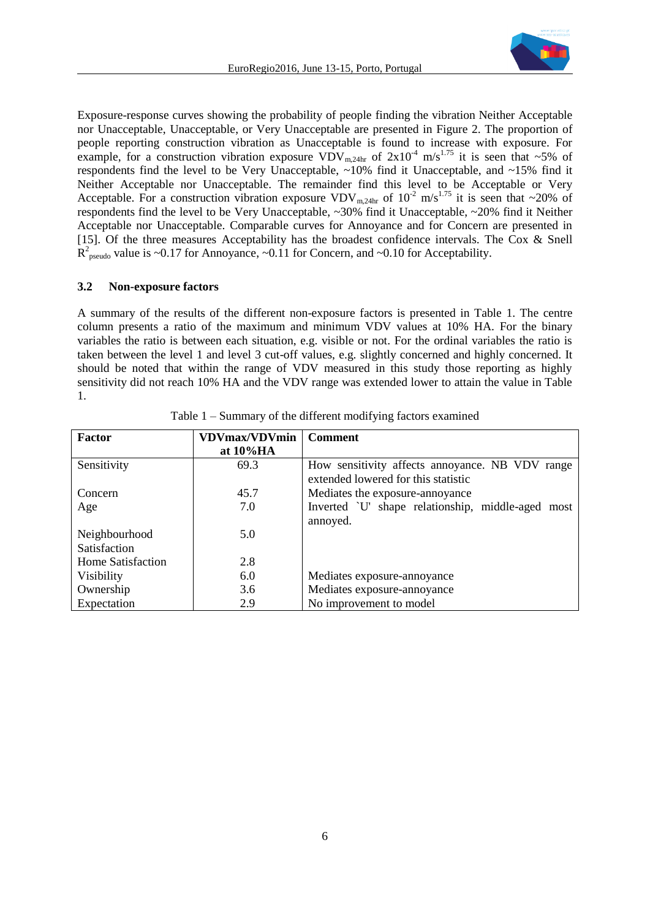Exposure-response curves showing the probability of people finding the vibration Neither Acceptable nor Unacceptable, Unacceptable, or Very Unacceptable are presented in Figure 2. The proportion of people reporting construction vibration as Unacceptable is found to increase with exposure. For example, for a construction vibration exposure $VDV_{m,24hr}$ of $2x10^{-4}$ $m/s^{1.75}$ it is seen that ~5% of respondents find the level to be Very Unacceptable, ~10% find it Unacceptable, and ~15% find it Neither Acceptable nor Unacceptable. The remainder find this level to be Acceptable or Very Acceptable. For a construction vibration exposure $VDV_{m,24hr}$ of $10^{-2}$ $m/s^{1.75}$ it is seen that ~20% of respondents find the level to be Very Unacceptable, ~30% find it Unacceptable, ~20% find it Neither Acceptable nor Unacceptable. Comparable curves for Annoyance and for Concern are presented in [15]. Of the three measures Acceptability has the broadest confidence intervals. The Cox & Snell $R^2_{pseudo}$ value is ~0.17 for Annoyance, ~0.11 for Concern, and ~0.10 for Acceptability.

### 3.2 Non-exposure factors

A summary of the results of the different non-exposure factors is presented in Table 1. The centre column presents a ratio of the maximum and minimum VDV values at 10% HA. For the binary variables the ratio is between each situation, e.g. visible or not. For the ordinal variables the ratio is taken between the level 1 and level 3 cut-off values, e.g. slightly concerned and highly concerned. It should be noted that within the range of VDV measured in this study those reporting as highly sensitivity did not reach 10% HA and the VDV range was extended lower to attain the value in Table 1.

Table 1 – Summary of the different modifying factors examined

| Factor | VDVmax/VDVmin at 10%HA | Comment |
|---|---|---|
| Sensitivity | 69.3 | How sensitivity affects annoyance. NB VDV range extended lowered for this statistic |
| Concern | 45.7 | Mediates the exposure-annoyance |
| Age | 7.0 | Inverted `U' shape relationship, middle-aged most annoyed. |
| Neighbourhood Satisfaction | 5.0 | |
| Home Satisfaction | 2.8 | |
| Visibility | 6.0 | Mediates exposure-annoyance |
| Ownership | 3.6 | Mediates exposure-annoyance |
| Expectation | 2.9 | No improvement to model |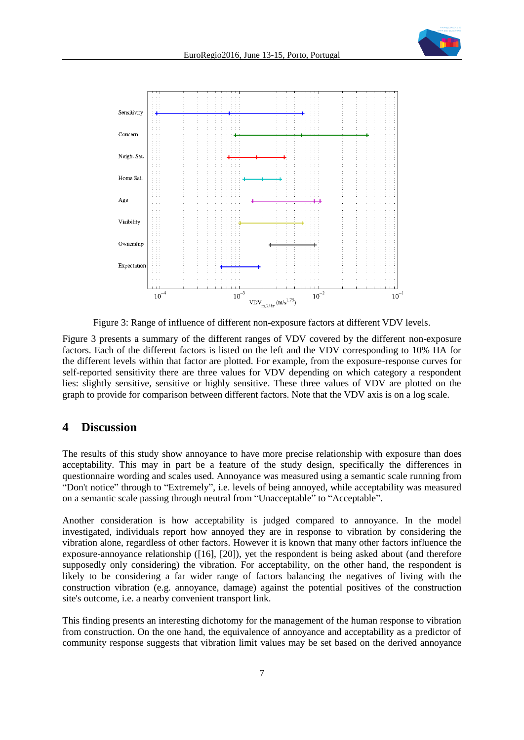Figure 3: Range of influence of different non-exposure factors at different VDV levels.

Figure 3 presents a summary of the different ranges of VDV covered by the different non-exposure factors. Each of the different factors is listed on the left and the VDV corresponding to 10% HA for the different levels within that factor are plotted. For example, from the exposure-response curves for self-reported sensitivity there are three values for VDV depending on which category a respondent lies: slightly sensitive, sensitive or highly sensitive. These three values of VDV are plotted on the graph to provide for comparison between different factors. Note that the VDV axis is on a log scale.

## 4 Discussion

The results of this study show annoyance to have more precise relationship with exposure than does acceptability. This may in part be a feature of the study design, specifically the differences in questionnaire wording and scales used. Annoyance was measured using a semantic scale running from "Don't notice" through to "Extremely", i.e. levels of being annoyed, while acceptability was measured on a semantic scale passing through neutral from "Unacceptable" to "Acceptable".

Another consideration is how acceptability is judged compared to annoyance. In the model investigated, individuals report how annoyed they are in response to vibration by considering the vibration alone, regardless of other factors. However it is known that many other factors influence the exposure-annoyance relationship ([16], [20]), yet the respondent is being asked about (and therefore supposedly only considering) the vibration. For acceptability, on the other hand, the respondent is likely to be considering a far wider range of factors balancing the negatives of living with the construction vibration (e.g. annoyance, damage) against the potential positives of the construction site's outcome, i.e. a nearby convenient transport link.

This finding presents an interesting dichotomy for the management of the human response to vibration from construction. On the one hand, the equivalence of annoyance and acceptability as a predictor of community response suggests that vibration limit values may be set based on the derived annoyance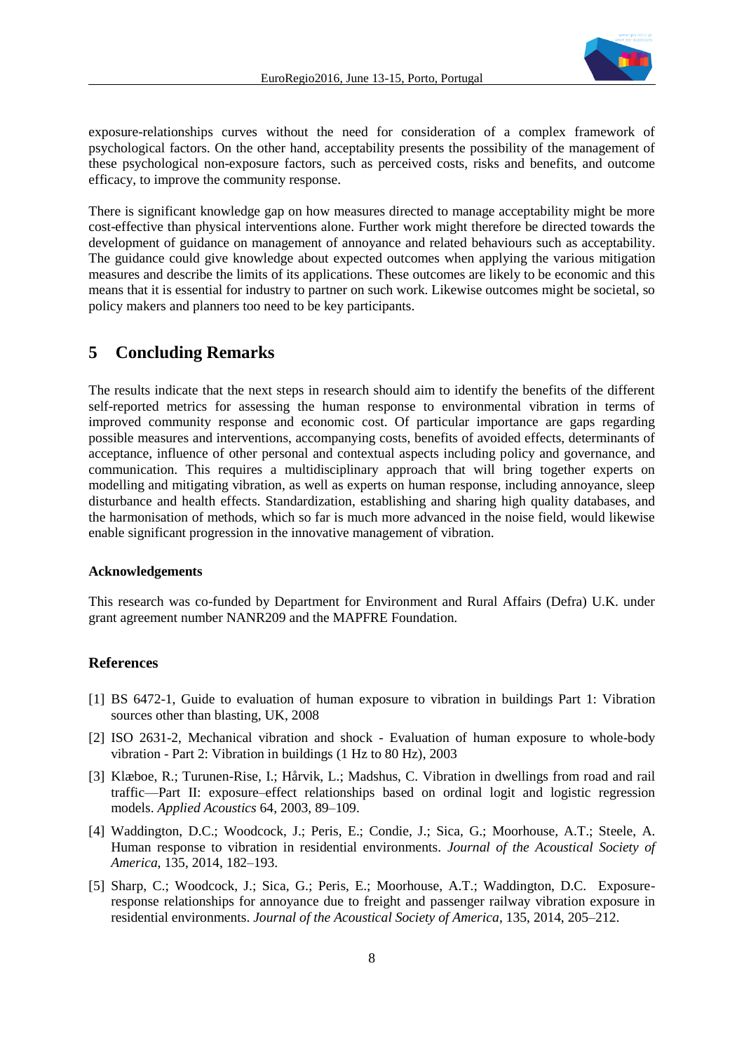exposure-relationships curves without the need for consideration of a complex framework of psychological factors. On the other hand, acceptability presents the possibility of the management of these psychological non-exposure factors, such as perceived costs, risks and benefits, and outcome efficacy, to improve the community response.

There is significant knowledge gap on how measures directed to manage acceptability might be more cost-effective than physical interventions alone. Further work might therefore be directed towards the development of guidance on management of annoyance and related behaviours such as acceptability. The guidance could give knowledge about expected outcomes when applying the various mitigation measures and describe the limits of its applications. These outcomes are likely to be economic and this means that it is essential for industry to partner on such work. Likewise outcomes might be societal, so policy makers and planners too need to be key participants.

# 5 Concluding Remarks

The results indicate that the next steps in research should aim to identify the benefits of the different self-reported metrics for assessing the human response to environmental vibration in terms of improved community response and economic cost. Of particular importance are gaps regarding possible measures and interventions, accompanying costs, benefits of avoided effects, determinants of acceptance, influence of other personal and contextual aspects including policy and governance, and communication. This requires a multidisciplinary approach that will bring together experts on modelling and mitigating vibration, as well as experts on human response, including annoyance, sleep disturbance and health effects. Standardization, establishing and sharing high quality databases, and the harmonisation of methods, which so far is much more advanced in the noise field, would likewise enable significant progression in the innovative management of vibration.

### Acknowledgements

This research was co-funded by Department for Environment and Rural Affairs (Defra) U.K. under grant agreement number NANR209 and the MAPFRE Foundation.

## References

[1] BS 6472-1, Guide to evaluation of human exposure to vibration in buildings Part 1: Vibration sources other than blasting, UK, 2008

[2] ISO 2631-2, Mechanical vibration and shock - Evaluation of human exposure to whole-body vibration - Part 2: Vibration in buildings (1 Hz to 80 Hz), 2003

[3] Klæboe, R.; Turunen-Rise, I.; Hårvik, L.; Madshus, C. Vibration in dwellings from road and rail traffic—Part II: exposure–effect relationships based on ordinal logit and logistic regression models. *Applied Acoustics* 64, 2003, 89–109.

[4] Waddington, D.C.; Woodcock, J.; Peris, E.; Condie, J.; Sica, G.; Moorhouse, A.T.; Steele, A. Human response to vibration in residential environments. *Journal of the Acoustical Society of America*, 135, 2014, 182–193.

[5] Sharp, C.; Woodcock, J.; Sica, G.; Peris, E.; Moorhouse, A.T.; Waddington, D.C. Exposure-response relationships for annoyance due to freight and passenger railway vibration exposure in residential environments. *Journal of the Acoustical Society of America*, 135, 2014, 205–212.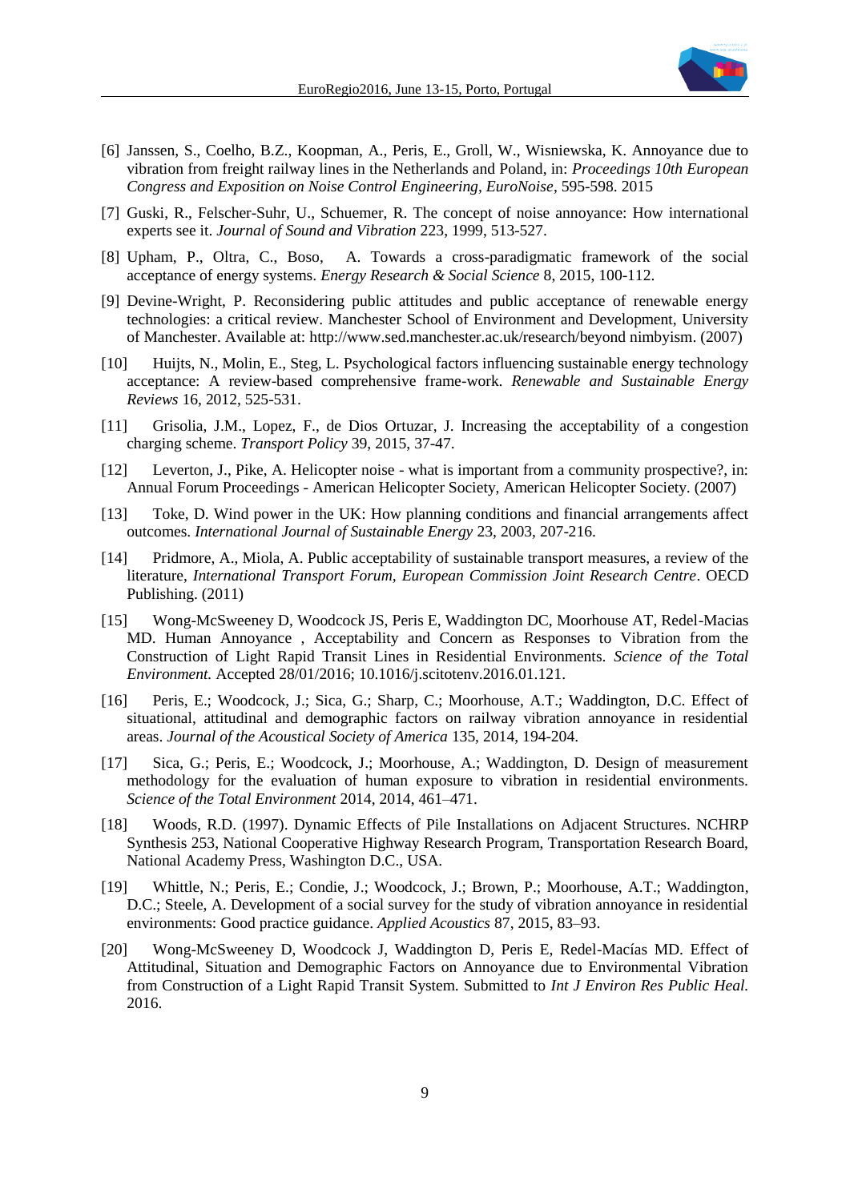[6] Janssen, S., Coelho, B.Z., Koopman, A., Peris, E., Groll, W., Wisniewska, K. Annoyance due to vibration from freight railway lines in the Netherlands and Poland, in: *Proceedings 10th European Congress and Exposition on Noise Control Engineering, EuroNoise*, 595-598. 2015

[7] Guski, R., Felscher-Suhr, U., Schuemer, R. The concept of noise annoyance: How international experts see it. *Journal of Sound and Vibration* 223, 1999, 513-527.

[8] Upham, P., Oltra, C., Boso, A. Towards a cross-paradigmatic framework of the social acceptance of energy systems. *Energy Research & Social Science* 8, 2015, 100-112.

[9] Devine-Wright, P. Reconsidering public attitudes and public acceptance of renewable energy technologies: a critical review. Manchester School of Environment and Development, University of Manchester. Available at: http://www.sed.manchester.ac.uk/research/beyond nimbyism. (2007)

[10] Huijts, N., Molin, E., Steg, L. Psychological factors influencing sustainable energy technology acceptance: A review-based comprehensive frame-work. *Renewable and Sustainable Energy Reviews* 16, 2012, 525-531.

[11] Grisolia, J.M., Lopez, F., de Dios Ortuzar, J. Increasing the acceptability of a congestion charging scheme. *Transport Policy* 39, 2015, 37-47.

[12] Leverton, J., Pike, A. Helicopter noise - what is important from a community prospective?, in: Annual Forum Proceedings - American Helicopter Society, American Helicopter Society. (2007)

[13] Toke, D. Wind power in the UK: How planning conditions and financial arrangements affect outcomes. *International Journal of Sustainable Energy* 23, 2003, 207-216.

[14] Pridmore, A., Miola, A. Public acceptability of sustainable transport measures, a review of the literature, *International Transport Forum, European Commission Joint Research Centre*. OECD Publishing. (2011)

[15] Wong-McSweeney D, Woodcock JS, Peris E, Waddington DC, Moorhouse AT, Redel-Macias MD. Human Annoyance , Acceptability and Concern as Responses to Vibration from the Construction of Light Rapid Transit Lines in Residential Environments. *Science of the Total Environment.* Accepted 28/01/2016; 10.1016/j.scitotenv.2016.01.121.

[16] Peris, E.; Woodcock, J.; Sica, G.; Sharp, C.; Moorhouse, A.T.; Waddington, D.C. Effect of situational, attitudinal and demographic factors on railway vibration annoyance in residential areas. *Journal of the Acoustical Society of America* 135, 2014, 194-204.

[17] Sica, G.; Peris, E.; Woodcock, J.; Moorhouse, A.; Waddington, D. Design of measurement methodology for the evaluation of human exposure to vibration in residential environments. *Science of the Total Environment* 2014, 2014, 461–471.

[18] Woods, R.D. (1997). Dynamic Effects of Pile Installations on Adjacent Structures. NCHRP Synthesis 253, National Cooperative Highway Research Program, Transportation Research Board, National Academy Press, Washington D.C., USA.

[19] Whittle, N.; Peris, E.; Condie, J.; Woodcock, J.; Brown, P.; Moorhouse, A.T.; Waddington, D.C.; Steele, A. Development of a social survey for the study of vibration annoyance in residential environments: Good practice guidance. *Applied Acoustics* 87, 2015, 83–93.

[20] Wong-McSweeney D, Woodcock J, Waddington D, Peris E, Redel-Macías MD. Effect of Attitudinal, Situation and Demographic Factors on Annoyance due to Environmental Vibration from Construction of a Light Rapid Transit System. Submitted to *Int J Environ Res Public Heal.* 2016.